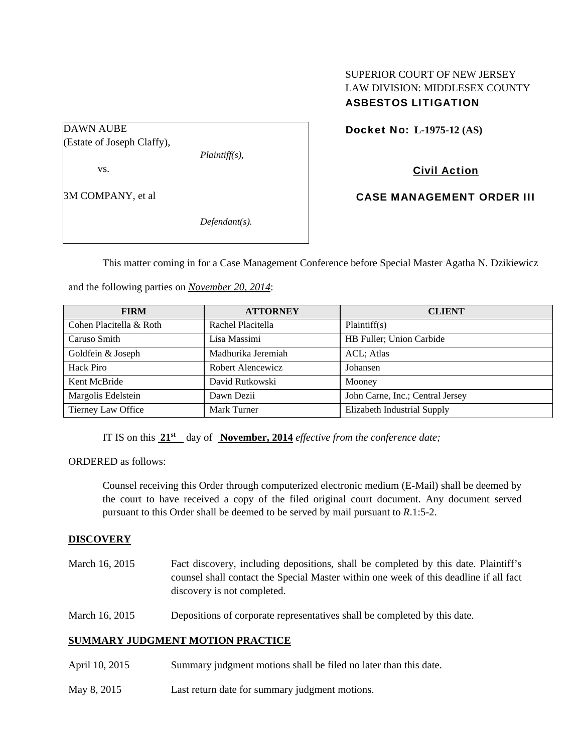SUPERIOR COURT OF NEW JERSEY
LAW DIVISION: MIDDLESEX COUNTY
**ASBESTOS LITIGATION**

DAWN AUBE
(Estate of Joseph Claffy),
*Plaintiff(s),*

vs.

3M COMPANY, et al

*Defendant(s).*

**Docket No: L-1975-12 (AS)**

**Civil Action**

**CASE MANAGEMENT ORDER III**

This matter coming in for a Case Management Conference before Special Master Agatha N. Dzikiewicz and the following parties on *November 20, 2014*:

| FIRM | ATTORNEY | CLIENT |
|---|---|---|
| Cohen Placitella & Roth | Rachel Placitella | Plaintiff(s) |
| Caruso Smith | Lisa Massimi | HB Fuller; Union Carbide |
| Goldfein & Joseph | Madhurika Jeremiah | ACL; Atlas |
| Hack Piro | Robert Alencewicz | Johansen |
| Kent McBride | David Rutkowski | Mooney |
| Margolis Edelstein | Dawn Dezii | John Carne, Inc.; Central Jersey |
| Tierney Law Office | Mark Turner | Elizabeth Industrial Supply |

IT IS on this **21st** day of **November, 2014** *effective from the conference date;*

ORDERED as follows:

Counsel receiving this Order through computerized electronic medium (E-Mail) shall be deemed by the court to have received a copy of the filed original court document. Any document served pursuant to this Order shall be deemed to be served by mail pursuant to *R*.1:5-2.

## DISCOVERY

March 16, 2015 — Fact discovery, including depositions, shall be completed by this date. Plaintiff's counsel shall contact the Special Master within one week of this deadline if all fact discovery is not completed.

March 16, 2015 — Depositions of corporate representatives shall be completed by this date.

## SUMMARY JUDGMENT MOTION PRACTICE

April 10, 2015 — Summary judgment motions shall be filed no later than this date.

May 8, 2015 — Last return date for summary judgment motions.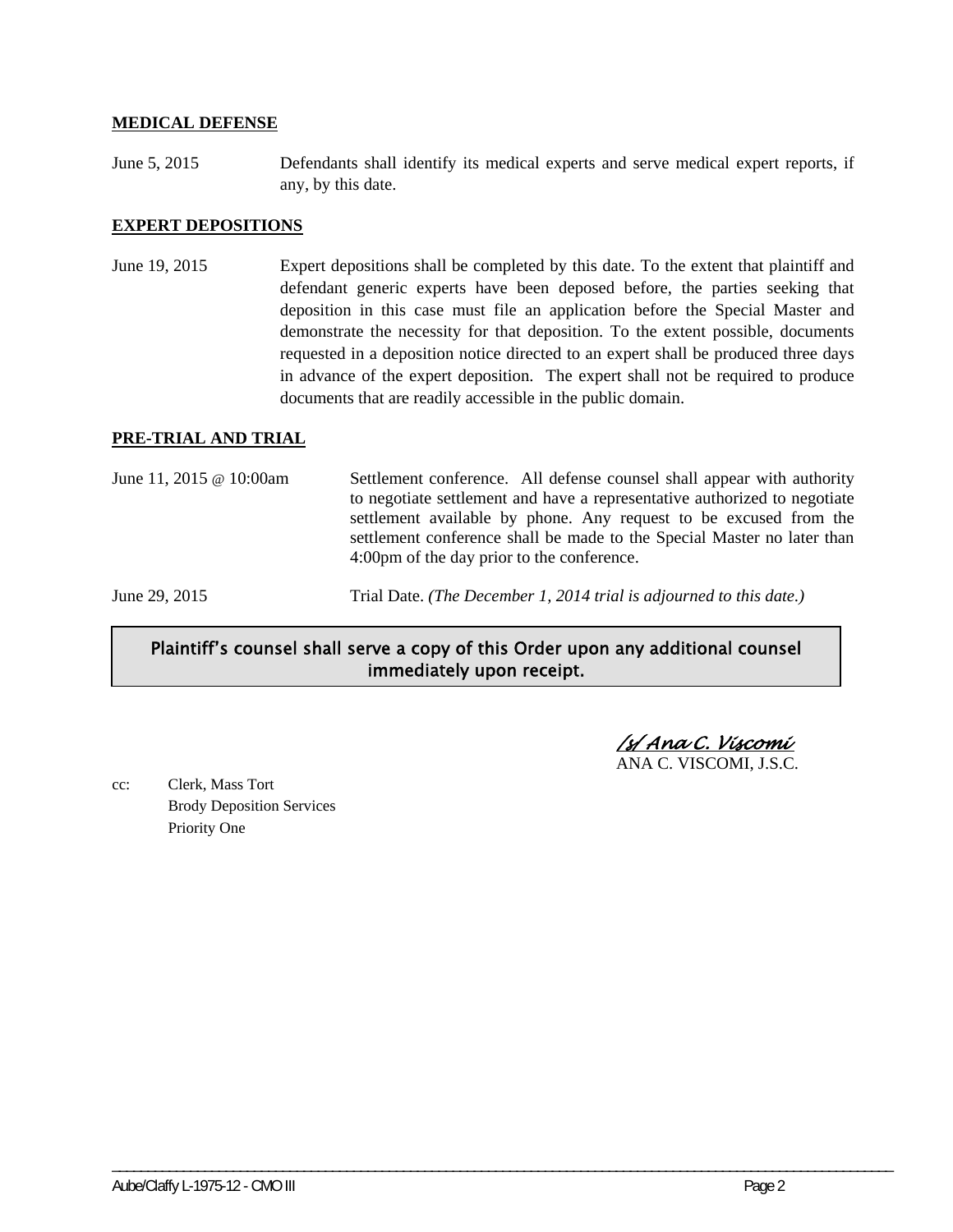**MEDICAL DEFENSE**

June 5, 2015 Defendants shall identify its medical experts and serve medical expert reports, if any, by this date.

**EXPERT DEPOSITIONS**

June 19, 2015 Expert depositions shall be completed by this date. To the extent that plaintiff and defendant generic experts have been deposed before, the parties seeking that deposition in this case must file an application before the Special Master and demonstrate the necessity for that deposition. To the extent possible, documents requested in a deposition notice directed to an expert shall be produced three days in advance of the expert deposition. The expert shall not be required to produce documents that are readily accessible in the public domain.

**PRE-TRIAL AND TRIAL**

June 11, 2015 @ 10:00am Settlement conference. All defense counsel shall appear with authority to negotiate settlement and have a representative authorized to negotiate settlement available by phone. Any request to be excused from the settlement conference shall be made to the Special Master no later than 4:00pm of the day prior to the conference.

June 29, 2015 Trial Date. *(The December 1, 2014 trial is adjourned to this date.)*

**Plaintiff's counsel shall serve a copy of this Order upon any additional counsel immediately upon receipt.**

*/s/ Ana C. Viscomi*
ANA C. VISCOMI, J.S.C.

cc: Clerk, Mass Tort
Brody Deposition Services
Priority One